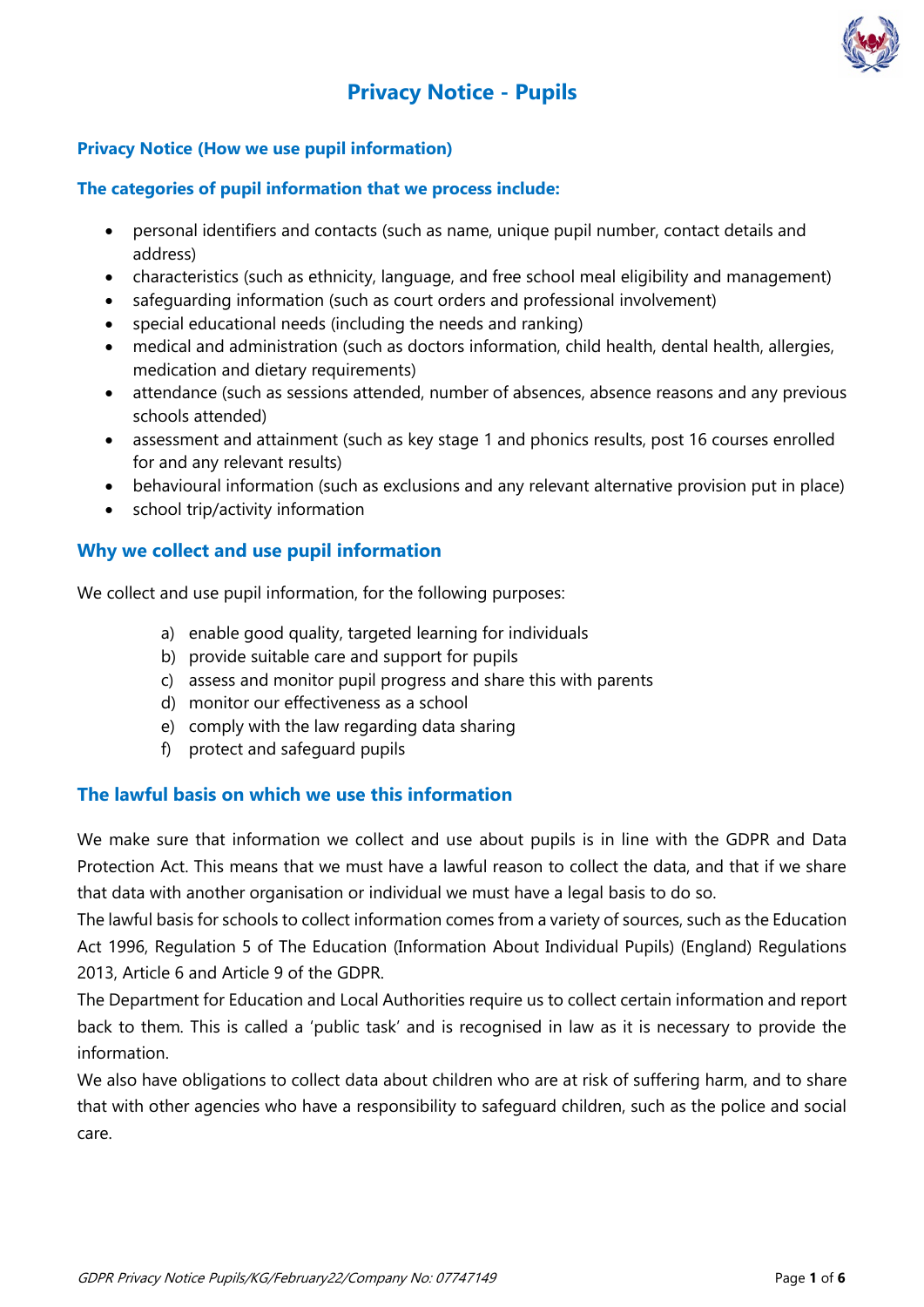# Privacy Notice - Pupils

### Privacy Notice (How we use pupil information)

### The categories of pupil information that we process include:

- personal identifiers and contacts (such as name, unique pupil number, contact details and address)
- characteristics (such as ethnicity, language, and free school meal eligibility and management)
- safeguarding information (such as court orders and professional involvement)
- special educational needs (including the needs and ranking)
- medical and administration (such as doctors information, child health, dental health, allergies, medication and dietary requirements)
- attendance (such as sessions attended, number of absences, absence reasons and any previous schools attended)
- assessment and attainment (such as key stage 1 and phonics results, post 16 courses enrolled for and any relevant results)
- behavioural information (such as exclusions and any relevant alternative provision put in place)
- school trip/activity information

## Why we collect and use pupil information

We collect and use pupil information, for the following purposes:

a) enable good quality, targeted learning for individuals
b) provide suitable care and support for pupils
c) assess and monitor pupil progress and share this with parents
d) monitor our effectiveness as a school
e) comply with the law regarding data sharing
f) protect and safeguard pupils

## The lawful basis on which we use this information

We make sure that information we collect and use about pupils is in line with the GDPR and Data Protection Act. This means that we must have a lawful reason to collect the data, and that if we share that data with another organisation or individual we must have a legal basis to do so.

The lawful basis for schools to collect information comes from a variety of sources, such as the Education Act 1996, Regulation 5 of The Education (Information About Individual Pupils) (England) Regulations 2013, Article 6 and Article 9 of the GDPR.

The Department for Education and Local Authorities require us to collect certain information and report back to them. This is called a 'public task' and is recognised in law as it is necessary to provide the information.

We also have obligations to collect data about children who are at risk of suffering harm, and to share that with other agencies who have a responsibility to safeguard children, such as the police and social care.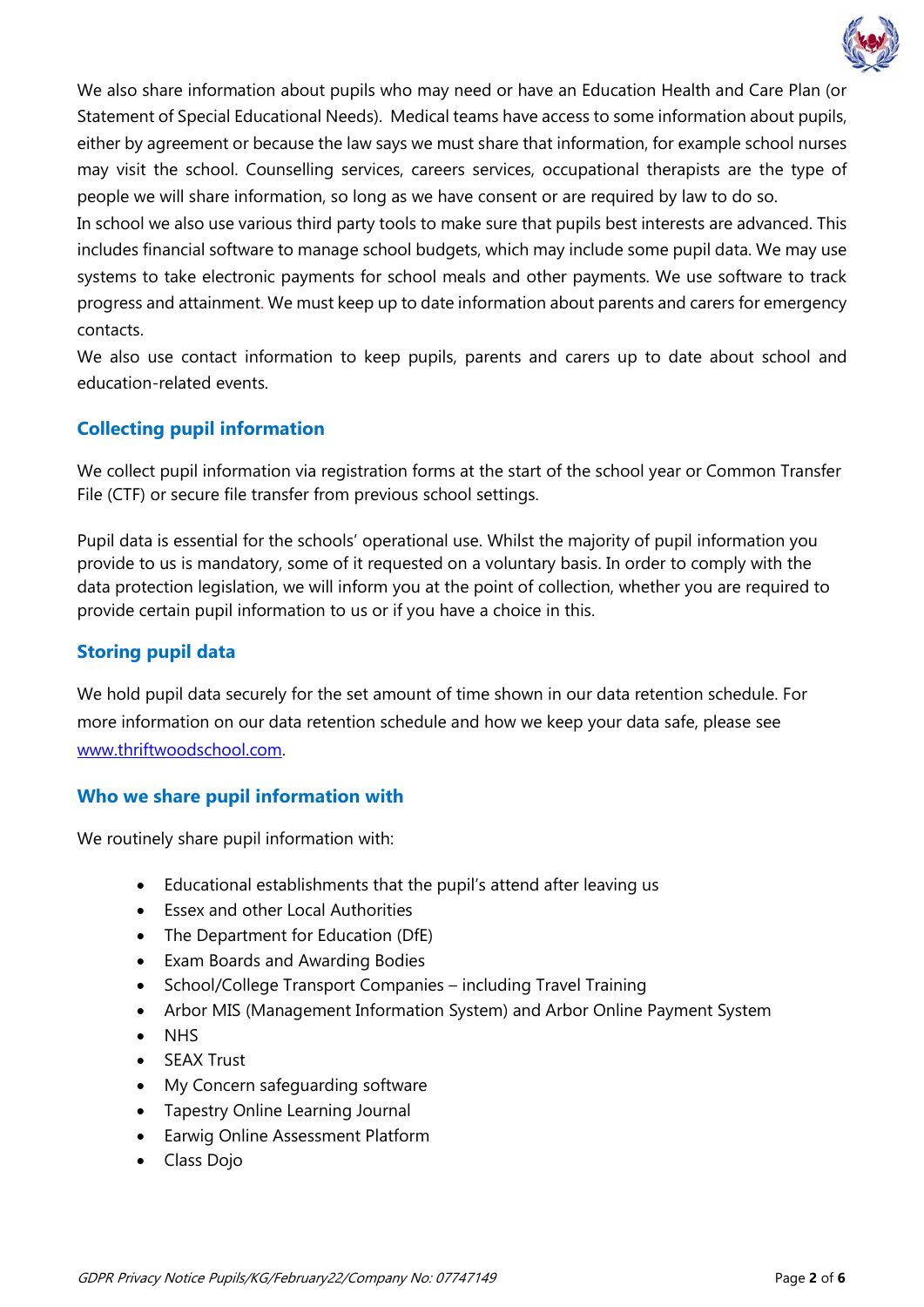We also share information about pupils who may need or have an Education Health and Care Plan (or Statement of Special Educational Needs). Medical teams have access to some information about pupils, either by agreement or because the law says we must share that information, for example school nurses may visit the school. Counselling services, careers services, occupational therapists are the type of people we will share information, so long as we have consent or are required by law to do so.

In school we also use various third party tools to make sure that pupils best interests are advanced. This includes financial software to manage school budgets, which may include some pupil data. We may use systems to take electronic payments for school meals and other payments. We use software to track progress and attainment. We must keep up to date information about parents and carers for emergency contacts.

We also use contact information to keep pupils, parents and carers up to date about school and education-related events.

## Collecting pupil information

We collect pupil information via registration forms at the start of the school year or Common Transfer File (CTF) or secure file transfer from previous school settings.

Pupil data is essential for the schools' operational use. Whilst the majority of pupil information you provide to us is mandatory, some of it requested on a voluntary basis. In order to comply with the data protection legislation, we will inform you at the point of collection, whether you are required to provide certain pupil information to us or if you have a choice in this.

## Storing pupil data

We hold pupil data securely for the set amount of time shown in our data retention schedule. For more information on our data retention schedule and how we keep your data safe, please see [www.thriftwoodschool.com](http://www.thriftwoodschool.com).

## Who we share pupil information with

We routinely share pupil information with:

- Educational establishments that the pupil's attend after leaving us
- Essex and other Local Authorities
- The Department for Education (DfE)
- Exam Boards and Awarding Bodies
- School/College Transport Companies – including Travel Training
- Arbor MIS (Management Information System) and Arbor Online Payment System
- NHS
- SEAX Trust
- My Concern safeguarding software
- Tapestry Online Learning Journal
- Earwig Online Assessment Platform
- Class Dojo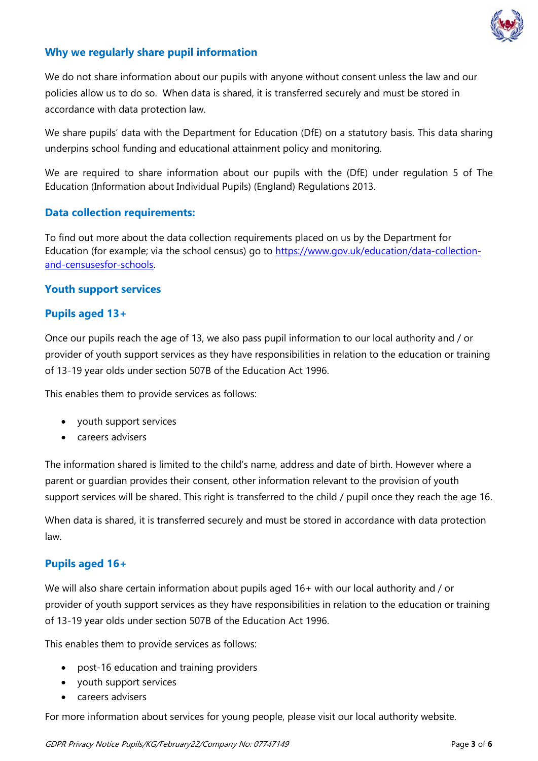## Why we regularly share pupil information

We do not share information about our pupils with anyone without consent unless the law and our policies allow us to do so. When data is shared, it is transferred securely and must be stored in accordance with data protection law.

We share pupils' data with the Department for Education (DfE) on a statutory basis. This data sharing underpins school funding and educational attainment policy and monitoring.

We are required to share information about our pupils with the (DfE) under regulation 5 of The Education (Information about Individual Pupils) (England) Regulations 2013.

## Data collection requirements:

To find out more about the data collection requirements placed on us by the Department for Education (for example; via the school census) go to [https://www.gov.uk/education/data-collection-and-censusesfor-schools](https://www.gov.uk/education/data-collection-and-censusesfor-schools).

## Youth support services

## Pupils aged 13+

Once our pupils reach the age of 13, we also pass pupil information to our local authority and / or provider of youth support services as they have responsibilities in relation to the education or training of 13-19 year olds under section 507B of the Education Act 1996.

This enables them to provide services as follows:

- youth support services
- careers advisers

The information shared is limited to the child's name, address and date of birth. However where a parent or guardian provides their consent, other information relevant to the provision of youth support services will be shared. This right is transferred to the child / pupil once they reach the age 16.

When data is shared, it is transferred securely and must be stored in accordance with data protection law.

## Pupils aged 16+

We will also share certain information about pupils aged 16+ with our local authority and / or provider of youth support services as they have responsibilities in relation to the education or training of 13-19 year olds under section 507B of the Education Act 1996.

This enables them to provide services as follows:

- post-16 education and training providers
- youth support services
- careers advisers

For more information about services for young people, please visit our local authority website.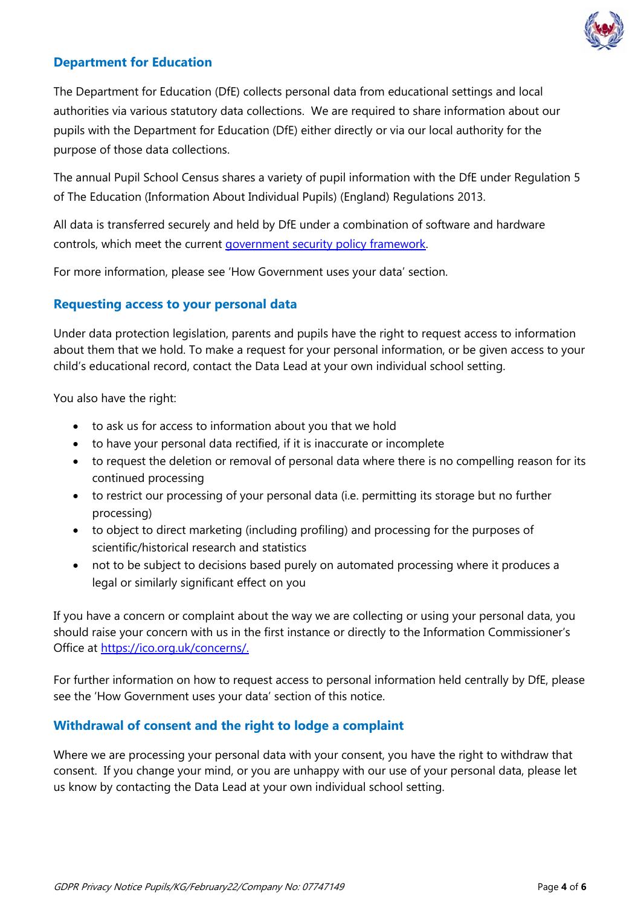## Department for Education

The Department for Education (DfE) collects personal data from educational settings and local authorities via various statutory data collections. We are required to share information about our pupils with the Department for Education (DfE) either directly or via our local authority for the purpose of those data collections.

The annual Pupil School Census shares a variety of pupil information with the DfE under Regulation 5 of The Education (Information About Individual Pupils) (England) Regulations 2013.

All data is transferred securely and held by DfE under a combination of software and hardware controls, which meet the current [government security policy framework](government security policy framework).

For more information, please see 'How Government uses your data' section.

## Requesting access to your personal data

Under data protection legislation, parents and pupils have the right to request access to information about them that we hold. To make a request for your personal information, or be given access to your child's educational record, contact the Data Lead at your own individual school setting.

You also have the right:

- to ask us for access to information about you that we hold
- to have your personal data rectified, if it is inaccurate or incomplete
- to request the deletion or removal of personal data where there is no compelling reason for its continued processing
- to restrict our processing of your personal data (i.e. permitting its storage but no further processing)
- to object to direct marketing (including profiling) and processing for the purposes of scientific/historical research and statistics
- not to be subject to decisions based purely on automated processing where it produces a legal or similarly significant effect on you

If you have a concern or complaint about the way we are collecting or using your personal data, you should raise your concern with us in the first instance or directly to the Information Commissioner's Office at [https://ico.org.uk/concerns/.](https://ico.org.uk/concerns/)

For further information on how to request access to personal information held centrally by DfE, please see the 'How Government uses your data' section of this notice.

## Withdrawal of consent and the right to lodge a complaint

Where we are processing your personal data with your consent, you have the right to withdraw that consent. If you change your mind, or you are unhappy with our use of your personal data, please let us know by contacting the Data Lead at your own individual school setting.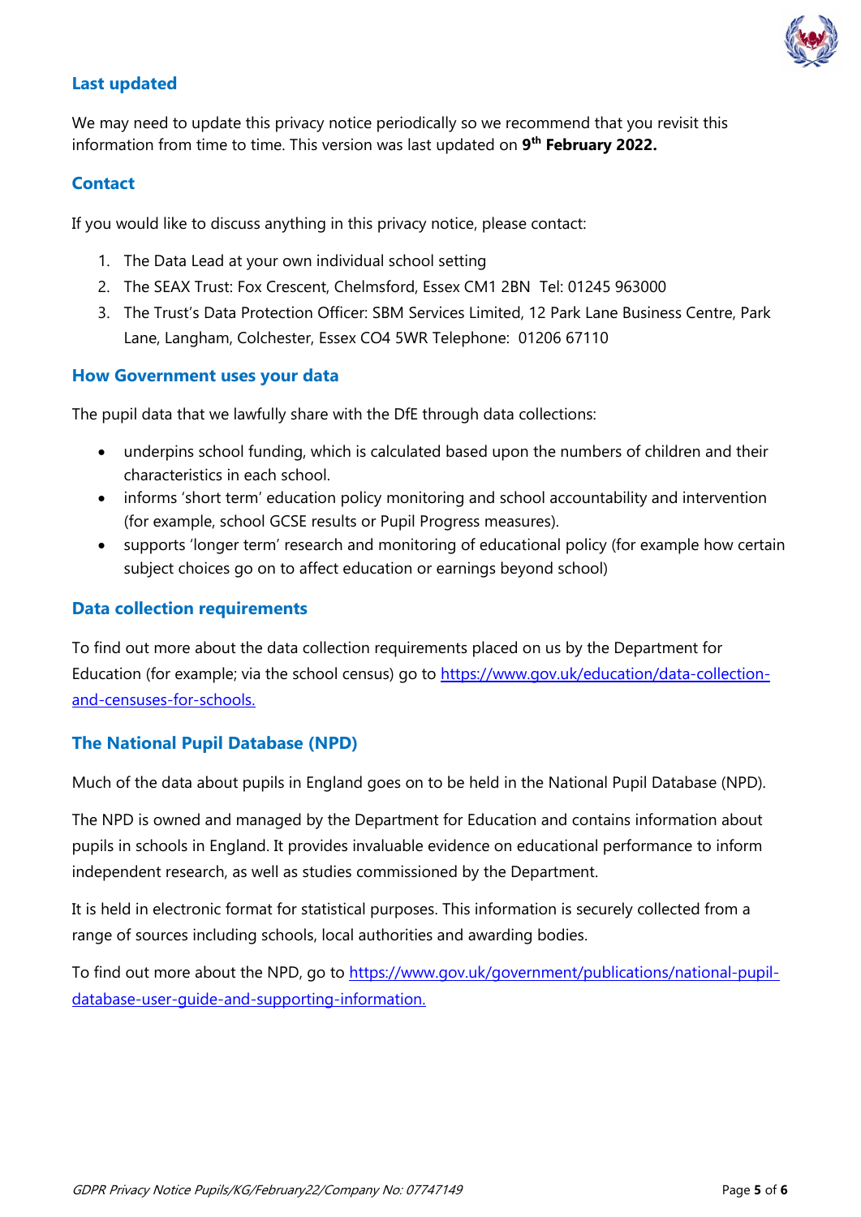## Last updated

We may need to update this privacy notice periodically so we recommend that you revisit this information from time to time. This version was last updated on **9th February 2022.**

## Contact

If you would like to discuss anything in this privacy notice, please contact:

1. The Data Lead at your own individual school setting
2. The SEAX Trust: Fox Crescent, Chelmsford, Essex CM1 2BN Tel: 01245 963000
3. The Trust's Data Protection Officer: SBM Services Limited, 12 Park Lane Business Centre, Park Lane, Langham, Colchester, Essex CO4 5WR Telephone: 01206 67110

## How Government uses your data

The pupil data that we lawfully share with the DfE through data collections:

- underpins school funding, which is calculated based upon the numbers of children and their characteristics in each school.
- informs 'short term' education policy monitoring and school accountability and intervention (for example, school GCSE results or Pupil Progress measures).
- supports 'longer term' research and monitoring of educational policy (for example how certain subject choices go on to affect education or earnings beyond school)

## Data collection requirements

To find out more about the data collection requirements placed on us by the Department for Education (for example; via the school census) go to [https://www.gov.uk/education/data-collection-and-censuses-for-schools.](https://www.gov.uk/education/data-collection-and-censuses-for-schools)

## The National Pupil Database (NPD)

Much of the data about pupils in England goes on to be held in the National Pupil Database (NPD).

The NPD is owned and managed by the Department for Education and contains information about pupils in schools in England. It provides invaluable evidence on educational performance to inform independent research, as well as studies commissioned by the Department.

It is held in electronic format for statistical purposes. This information is securely collected from a range of sources including schools, local authorities and awarding bodies.

To find out more about the NPD, go to [https://www.gov.uk/government/publications/national-pupil-database-user-guide-and-supporting-information.](https://www.gov.uk/government/publications/national-pupil-database-user-guide-and-supporting-information)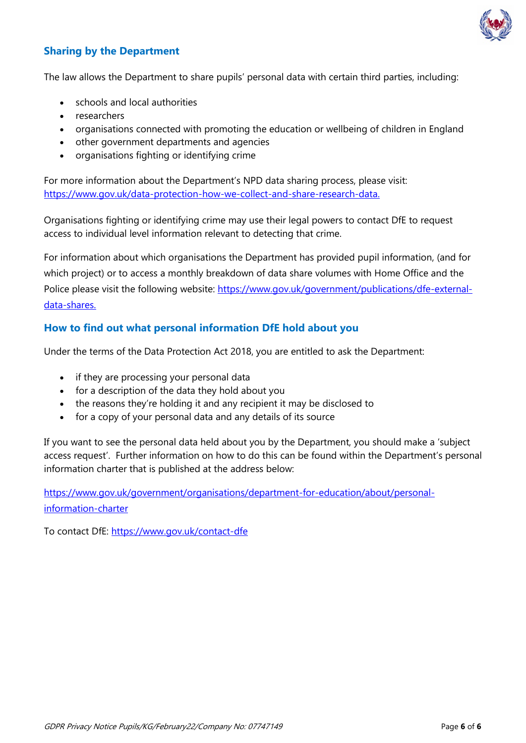## Sharing by the Department

The law allows the Department to share pupils' personal data with certain third parties, including:

- schools and local authorities
- researchers
- organisations connected with promoting the education or wellbeing of children in England
- other government departments and agencies
- organisations fighting or identifying crime

For more information about the Department's NPD data sharing process, please visit: https://www.gov.uk/data-protection-how-we-collect-and-share-research-data.

Organisations fighting or identifying crime may use their legal powers to contact DfE to request access to individual level information relevant to detecting that crime.

For information about which organisations the Department has provided pupil information, (and for which project) or to access a monthly breakdown of data share volumes with Home Office and the Police please visit the following website: https://www.gov.uk/government/publications/dfe-external-data-shares.

## How to find out what personal information DfE hold about you

Under the terms of the Data Protection Act 2018, you are entitled to ask the Department:

- if they are processing your personal data
- for a description of the data they hold about you
- the reasons they're holding it and any recipient it may be disclosed to
- for a copy of your personal data and any details of its source

If you want to see the personal data held about you by the Department, you should make a 'subject access request'. Further information on how to do this can be found within the Department's personal information charter that is published at the address below:

https://www.gov.uk/government/organisations/department-for-education/about/personal-information-charter

To contact DfE: https://www.gov.uk/contact-dfe